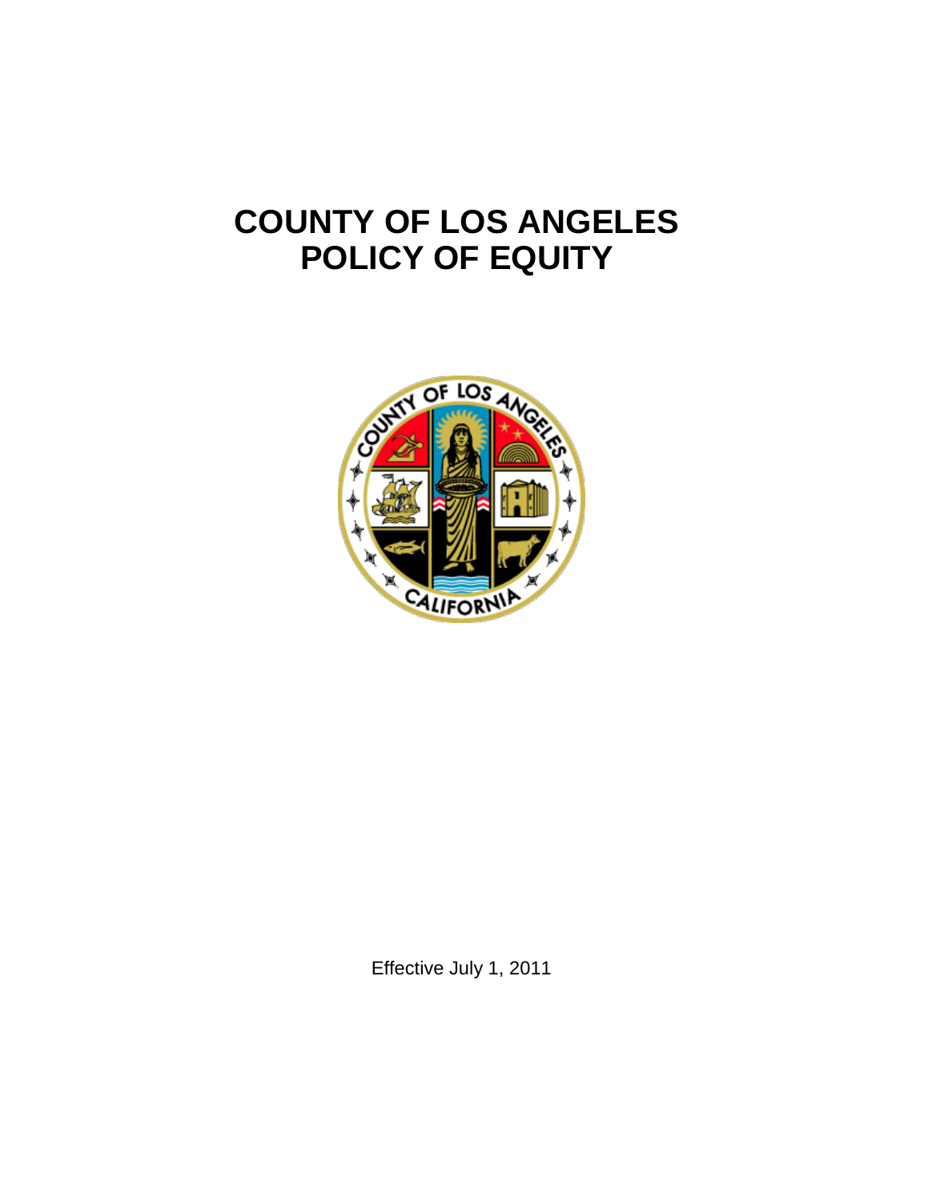# COUNTY OF LOS ANGELES
# POLICY OF EQUITY

Effective July 1, 2011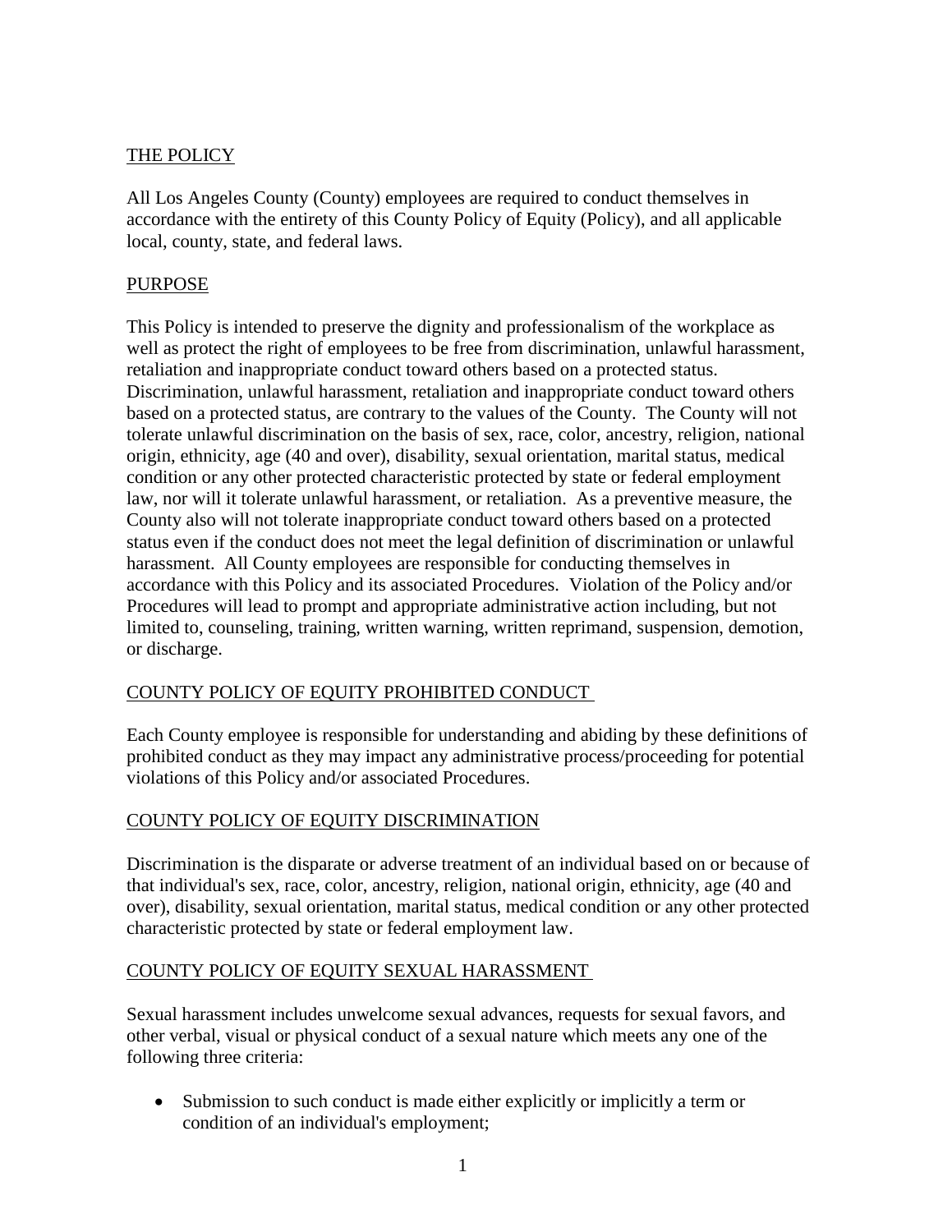THE POLICY

All Los Angeles County (County) employees are required to conduct themselves in accordance with the entirety of this County Policy of Equity (Policy), and all applicable local, county, state, and federal laws.

PURPOSE

This Policy is intended to preserve the dignity and professionalism of the workplace as well as protect the right of employees to be free from discrimination, unlawful harassment, retaliation and inappropriate conduct toward others based on a protected status. Discrimination, unlawful harassment, retaliation and inappropriate conduct toward others based on a protected status, are contrary to the values of the County. The County will not tolerate unlawful discrimination on the basis of sex, race, color, ancestry, religion, national origin, ethnicity, age (40 and over), disability, sexual orientation, marital status, medical condition or any other protected characteristic protected by state or federal employment law, nor will it tolerate unlawful harassment, or retaliation. As a preventive measure, the County also will not tolerate inappropriate conduct toward others based on a protected status even if the conduct does not meet the legal definition of discrimination or unlawful harassment. All County employees are responsible for conducting themselves in accordance with this Policy and its associated Procedures. Violation of the Policy and/or Procedures will lead to prompt and appropriate administrative action including, but not limited to, counseling, training, written warning, written reprimand, suspension, demotion, or discharge.

COUNTY POLICY OF EQUITY PROHIBITED CONDUCT

Each County employee is responsible for understanding and abiding by these definitions of prohibited conduct as they may impact any administrative process/proceeding for potential violations of this Policy and/or associated Procedures.

COUNTY POLICY OF EQUITY DISCRIMINATION

Discrimination is the disparate or adverse treatment of an individual based on or because of that individual's sex, race, color, ancestry, religion, national origin, ethnicity, age (40 and over), disability, sexual orientation, marital status, medical condition or any other protected characteristic protected by state or federal employment law.

COUNTY POLICY OF EQUITY SEXUAL HARASSMENT

Sexual harassment includes unwelcome sexual advances, requests for sexual favors, and other verbal, visual or physical conduct of a sexual nature which meets any one of the following three criteria:

- Submission to such conduct is made either explicitly or implicitly a term or condition of an individual's employment;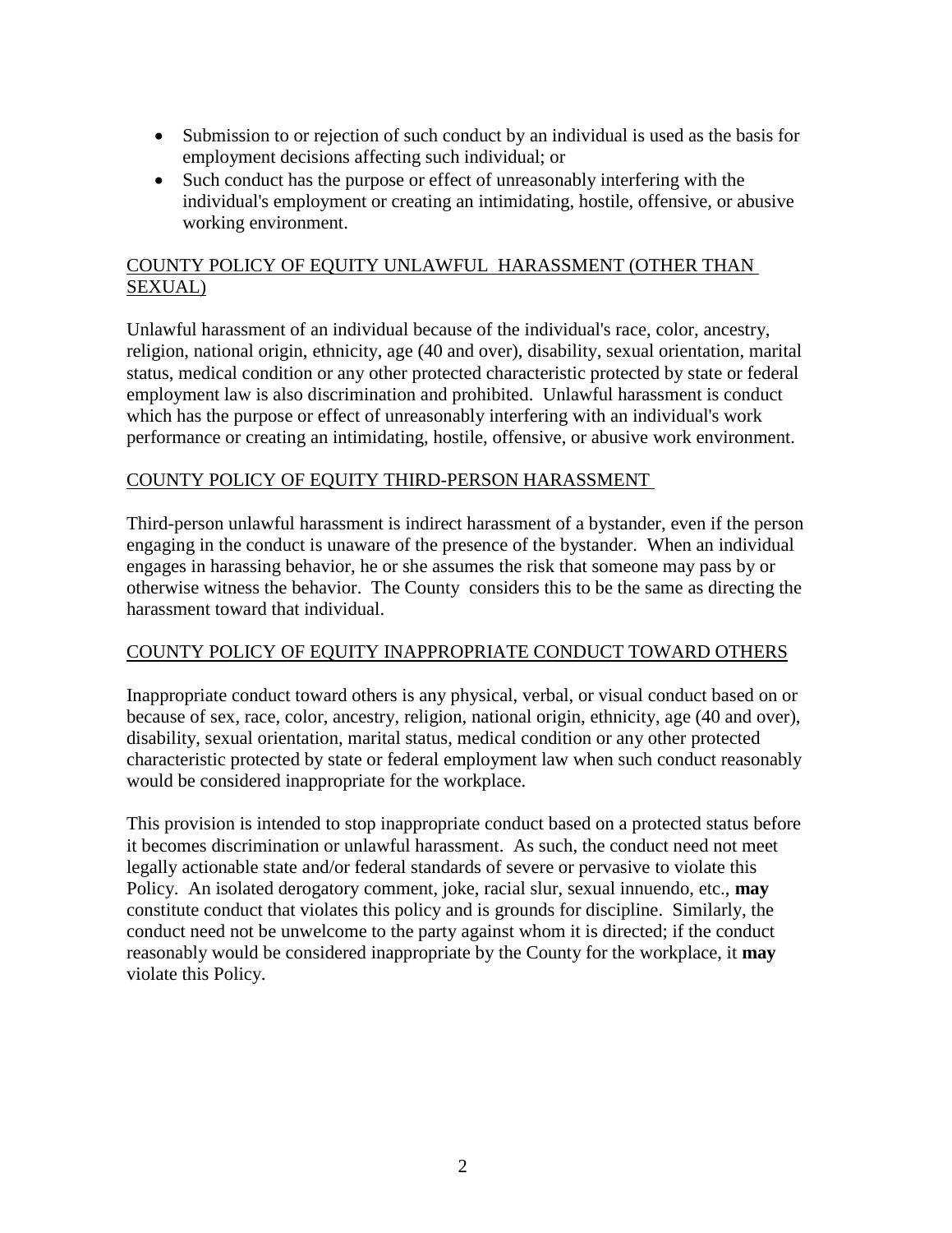- Submission to or rejection of such conduct by an individual is used as the basis for employment decisions affecting such individual; or
- Such conduct has the purpose or effect of unreasonably interfering with the individual's employment or creating an intimidating, hostile, offensive, or abusive working environment.

COUNTY POLICY OF EQUITY UNLAWFUL HARASSMENT (OTHER THAN SEXUAL)

Unlawful harassment of an individual because of the individual's race, color, ancestry, religion, national origin, ethnicity, age (40 and over), disability, sexual orientation, marital status, medical condition or any other protected characteristic protected by state or federal employment law is also discrimination and prohibited. Unlawful harassment is conduct which has the purpose or effect of unreasonably interfering with an individual's work performance or creating an intimidating, hostile, offensive, or abusive work environment.

COUNTY POLICY OF EQUITY THIRD-PERSON HARASSMENT

Third-person unlawful harassment is indirect harassment of a bystander, even if the person engaging in the conduct is unaware of the presence of the bystander. When an individual engages in harassing behavior, he or she assumes the risk that someone may pass by or otherwise witness the behavior. The County considers this to be the same as directing the harassment toward that individual.

COUNTY POLICY OF EQUITY INAPPROPRIATE CONDUCT TOWARD OTHERS

Inappropriate conduct toward others is any physical, verbal, or visual conduct based on or because of sex, race, color, ancestry, religion, national origin, ethnicity, age (40 and over), disability, sexual orientation, marital status, medical condition or any other protected characteristic protected by state or federal employment law when such conduct reasonably would be considered inappropriate for the workplace.

This provision is intended to stop inappropriate conduct based on a protected status before it becomes discrimination or unlawful harassment. As such, the conduct need not meet legally actionable state and/or federal standards of severe or pervasive to violate this Policy. An isolated derogatory comment, joke, racial slur, sexual innuendo, etc., **may** constitute conduct that violates this policy and is grounds for discipline. Similarly, the conduct need not be unwelcome to the party against whom it is directed; if the conduct reasonably would be considered inappropriate by the County for the workplace, it **may** violate this Policy.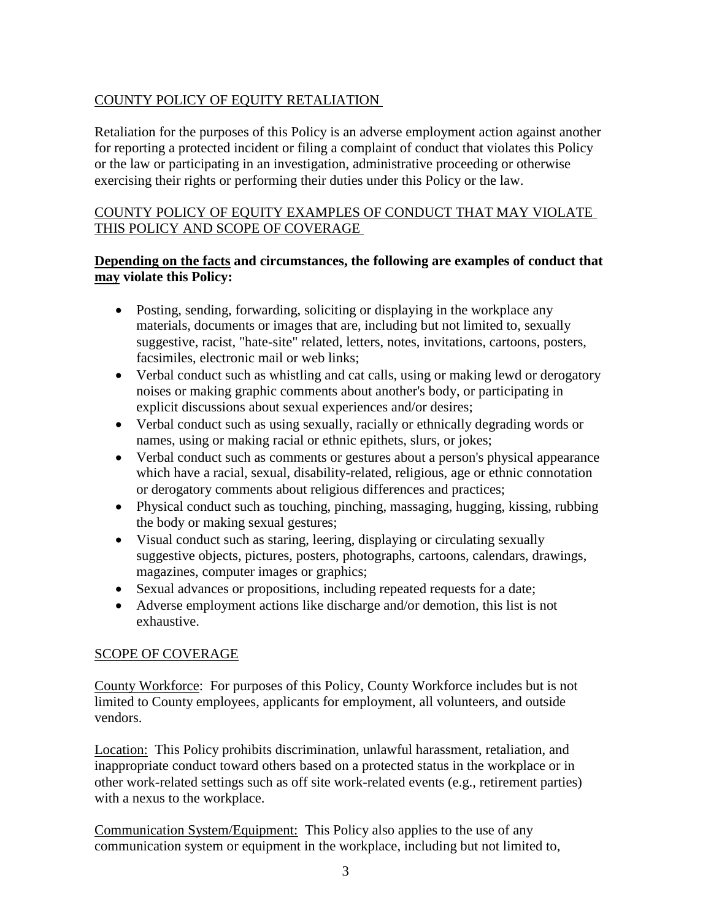## COUNTY POLICY OF EQUITY RETALIATION

Retaliation for the purposes of this Policy is an adverse employment action against another for reporting a protected incident or filing a complaint of conduct that violates this Policy or the law or participating in an investigation, administrative proceeding or otherwise exercising their rights or performing their duties under this Policy or the law.

## COUNTY POLICY OF EQUITY EXAMPLES OF CONDUCT THAT MAY VIOLATE THIS POLICY AND SCOPE OF COVERAGE

**Depending on the facts and circumstances, the following are examples of conduct that may violate this Policy:**

- Posting, sending, forwarding, soliciting or displaying in the workplace any materials, documents or images that are, including but not limited to, sexually suggestive, racist, "hate-site" related, letters, notes, invitations, cartoons, posters, facsimiles, electronic mail or web links;
- Verbal conduct such as whistling and cat calls, using or making lewd or derogatory noises or making graphic comments about another's body, or participating in explicit discussions about sexual experiences and/or desires;
- Verbal conduct such as using sexually, racially or ethnically degrading words or names, using or making racial or ethnic epithets, slurs, or jokes;
- Verbal conduct such as comments or gestures about a person's physical appearance which have a racial, sexual, disability-related, religious, age or ethnic connotation or derogatory comments about religious differences and practices;
- Physical conduct such as touching, pinching, massaging, hugging, kissing, rubbing the body or making sexual gestures;
- Visual conduct such as staring, leering, displaying or circulating sexually suggestive objects, pictures, posters, photographs, cartoons, calendars, drawings, magazines, computer images or graphics;
- Sexual advances or propositions, including repeated requests for a date;
- Adverse employment actions like discharge and/or demotion, this list is not exhaustive.

## SCOPE OF COVERAGE

County Workforce: For purposes of this Policy, County Workforce includes but is not limited to County employees, applicants for employment, all volunteers, and outside vendors.

Location: This Policy prohibits discrimination, unlawful harassment, retaliation, and inappropriate conduct toward others based on a protected status in the workplace or in other work-related settings such as off site work-related events (e.g., retirement parties) with a nexus to the workplace.

Communication System/Equipment: This Policy also applies to the use of any communication system or equipment in the workplace, including but not limited to,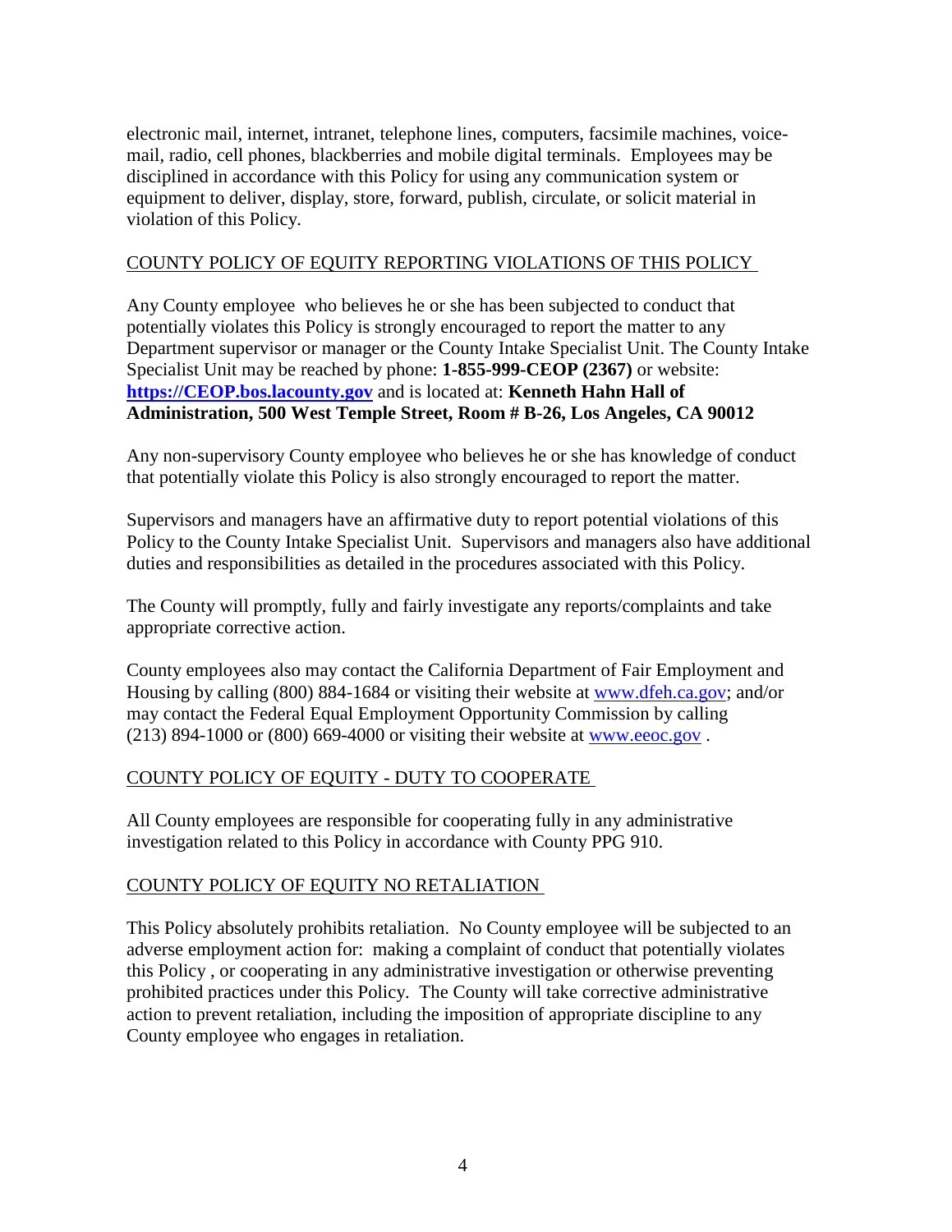electronic mail, internet, intranet, telephone lines, computers, facsimile machines, voice-mail, radio, cell phones, blackberries and mobile digital terminals. Employees may be disciplined in accordance with this Policy for using any communication system or equipment to deliver, display, store, forward, publish, circulate, or solicit material in violation of this Policy.

## COUNTY POLICY OF EQUITY REPORTING VIOLATIONS OF THIS POLICY

Any County employee who believes he or she has been subjected to conduct that potentially violates this Policy is strongly encouraged to report the matter to any Department supervisor or manager or the County Intake Specialist Unit. The County Intake Specialist Unit may be reached by phone: **1-855-999-CEOP (2367)** or website: **https://CEOP.bos.lacounty.gov** and is located at: **Kenneth Hahn Hall of Administration, 500 West Temple Street, Room # B-26, Los Angeles, CA 90012**

Any non-supervisory County employee who believes he or she has knowledge of conduct that potentially violate this Policy is also strongly encouraged to report the matter.

Supervisors and managers have an affirmative duty to report potential violations of this Policy to the County Intake Specialist Unit. Supervisors and managers also have additional duties and responsibilities as detailed in the procedures associated with this Policy.

The County will promptly, fully and fairly investigate any reports/complaints and take appropriate corrective action.

County employees also may contact the California Department of Fair Employment and Housing by calling (800) 884-1684 or visiting their website at www.dfeh.ca.gov; and/or may contact the Federal Equal Employment Opportunity Commission by calling (213) 894-1000 or (800) 669-4000 or visiting their website at www.eeoc.gov .

## COUNTY POLICY OF EQUITY - DUTY TO COOPERATE

All County employees are responsible for cooperating fully in any administrative investigation related to this Policy in accordance with County PPG 910.

## COUNTY POLICY OF EQUITY NO RETALIATION

This Policy absolutely prohibits retaliation. No County employee will be subjected to an adverse employment action for: making a complaint of conduct that potentially violates this Policy , or cooperating in any administrative investigation or otherwise preventing prohibited practices under this Policy. The County will take corrective administrative action to prevent retaliation, including the imposition of appropriate discipline to any County employee who engages in retaliation.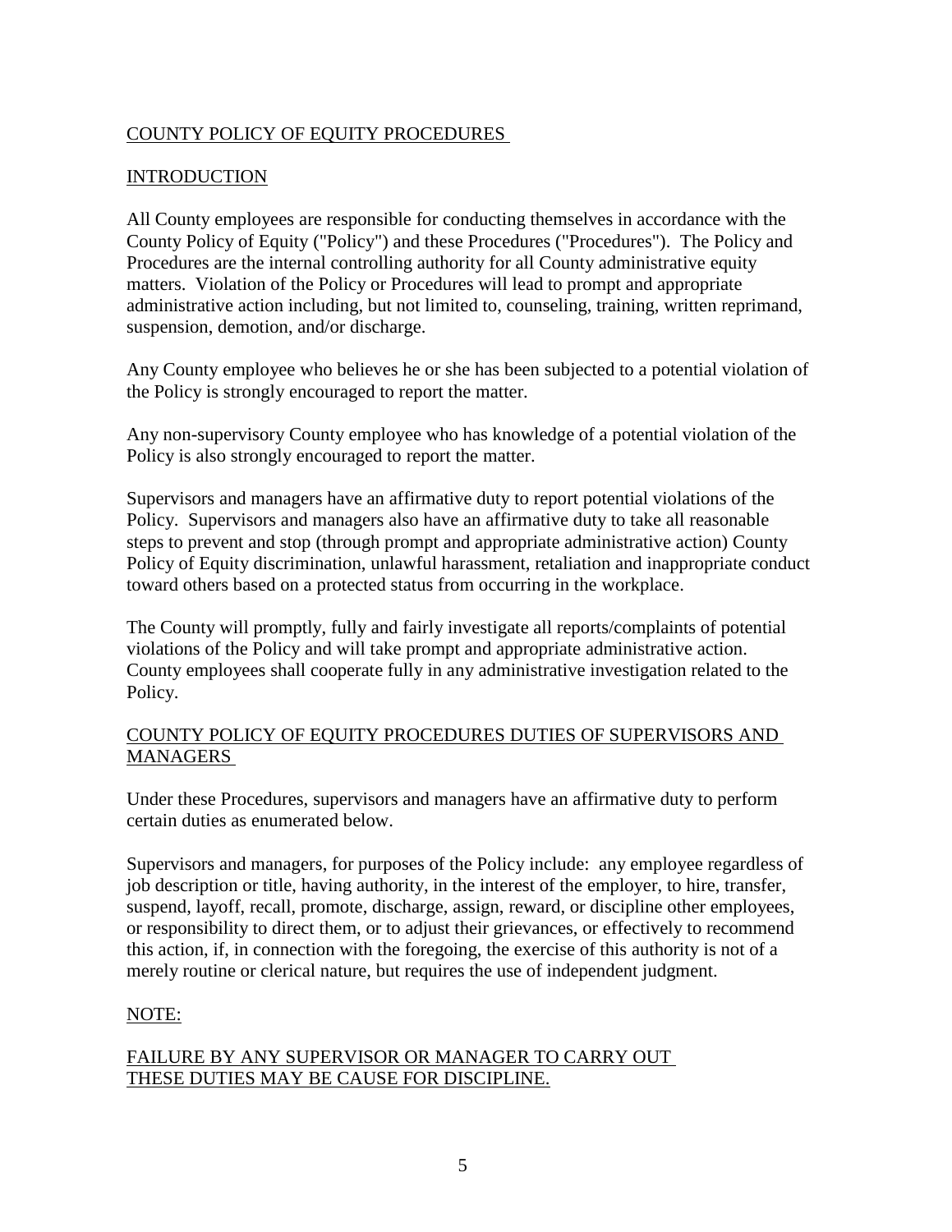## COUNTY POLICY OF EQUITY PROCEDURES

### INTRODUCTION

All County employees are responsible for conducting themselves in accordance with the County Policy of Equity ("Policy") and these Procedures ("Procedures"). The Policy and Procedures are the internal controlling authority for all County administrative equity matters. Violation of the Policy or Procedures will lead to prompt and appropriate administrative action including, but not limited to, counseling, training, written reprimand, suspension, demotion, and/or discharge.

Any County employee who believes he or she has been subjected to a potential violation of the Policy is strongly encouraged to report the matter.

Any non-supervisory County employee who has knowledge of a potential violation of the Policy is also strongly encouraged to report the matter.

Supervisors and managers have an affirmative duty to report potential violations of the Policy. Supervisors and managers also have an affirmative duty to take all reasonable steps to prevent and stop (through prompt and appropriate administrative action) County Policy of Equity discrimination, unlawful harassment, retaliation and inappropriate conduct toward others based on a protected status from occurring in the workplace.

The County will promptly, fully and fairly investigate all reports/complaints of potential violations of the Policy and will take prompt and appropriate administrative action. County employees shall cooperate fully in any administrative investigation related to the Policy.

### COUNTY POLICY OF EQUITY PROCEDURES DUTIES OF SUPERVISORS AND MANAGERS

Under these Procedures, supervisors and managers have an affirmative duty to perform certain duties as enumerated below.

Supervisors and managers, for purposes of the Policy include: any employee regardless of job description or title, having authority, in the interest of the employer, to hire, transfer, suspend, layoff, recall, promote, discharge, assign, reward, or discipline other employees, or responsibility to direct them, or to adjust their grievances, or effectively to recommend this action, if, in connection with the foregoing, the exercise of this authority is not of a merely routine or clerical nature, but requires the use of independent judgment.

NOTE:

FAILURE BY ANY SUPERVISOR OR MANAGER TO CARRY OUT THESE DUTIES MAY BE CAUSE FOR DISCIPLINE.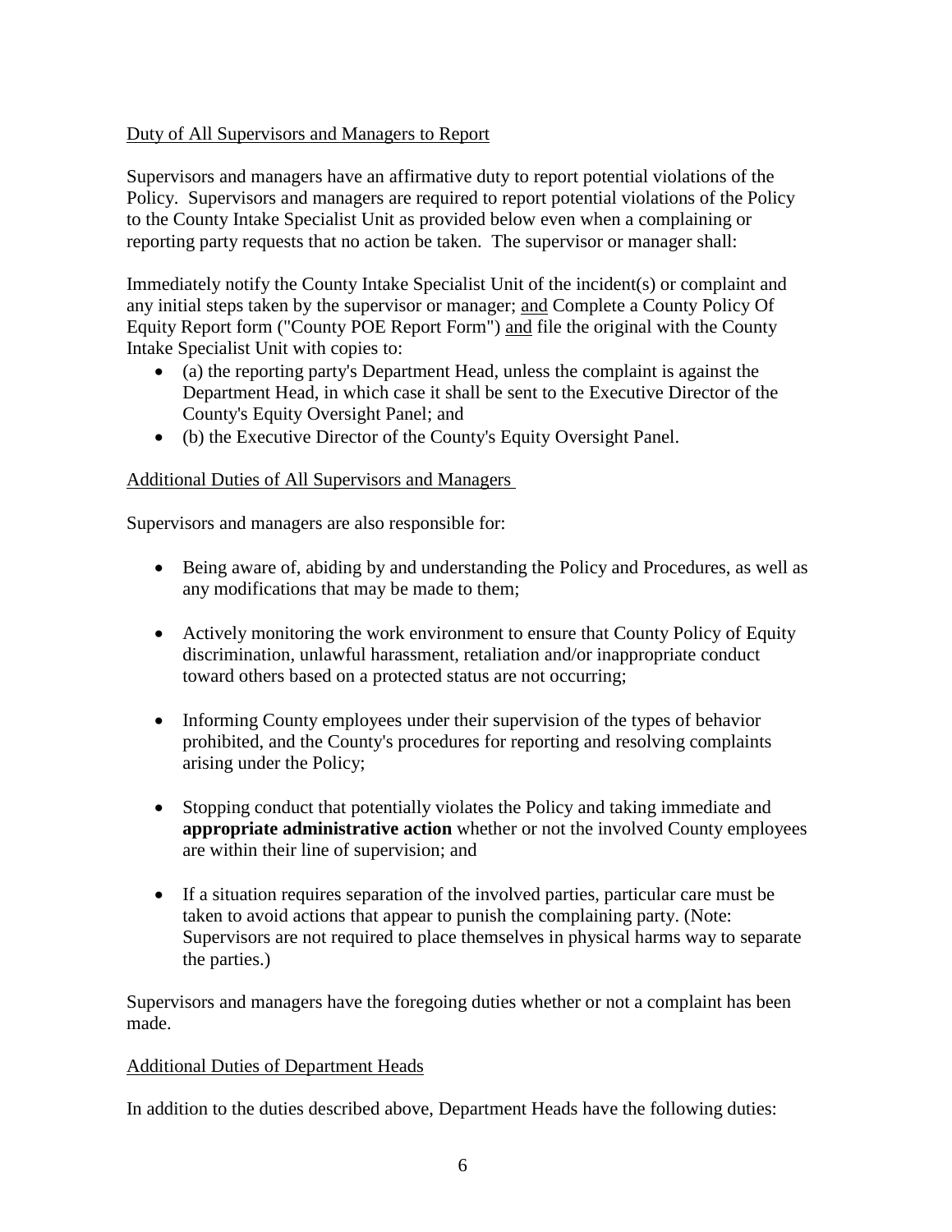<u>Duty of All Supervisors and Managers to Report</u>

Supervisors and managers have an affirmative duty to report potential violations of the Policy. Supervisors and managers are required to report potential violations of the Policy to the County Intake Specialist Unit as provided below even when a complaining or reporting party requests that no action be taken. The supervisor or manager shall:

Immediately notify the County Intake Specialist Unit of the incident(s) or complaint and any initial steps taken by the supervisor or manager; <u>and</u> Complete a County Policy Of Equity Report form ("County POE Report Form") <u>and</u> file the original with the County Intake Specialist Unit with copies to:

- (a) the reporting party's Department Head, unless the complaint is against the Department Head, in which case it shall be sent to the Executive Director of the County's Equity Oversight Panel; and
- (b) the Executive Director of the County's Equity Oversight Panel.

<u>Additional Duties of All Supervisors and Managers</u>

Supervisors and managers are also responsible for:

- Being aware of, abiding by and understanding the Policy and Procedures, as well as any modifications that may be made to them;
- Actively monitoring the work environment to ensure that County Policy of Equity discrimination, unlawful harassment, retaliation and/or inappropriate conduct toward others based on a protected status are not occurring;
- Informing County employees under their supervision of the types of behavior prohibited, and the County's procedures for reporting and resolving complaints arising under the Policy;
- Stopping conduct that potentially violates the Policy and taking immediate and **appropriate administrative action** whether or not the involved County employees are within their line of supervision; and
- If a situation requires separation of the involved parties, particular care must be taken to avoid actions that appear to punish the complaining party. (Note: Supervisors are not required to place themselves in physical harms way to separate the parties.)

Supervisors and managers have the foregoing duties whether or not a complaint has been made.

<u>Additional Duties of Department Heads</u>

In addition to the duties described above, Department Heads have the following duties: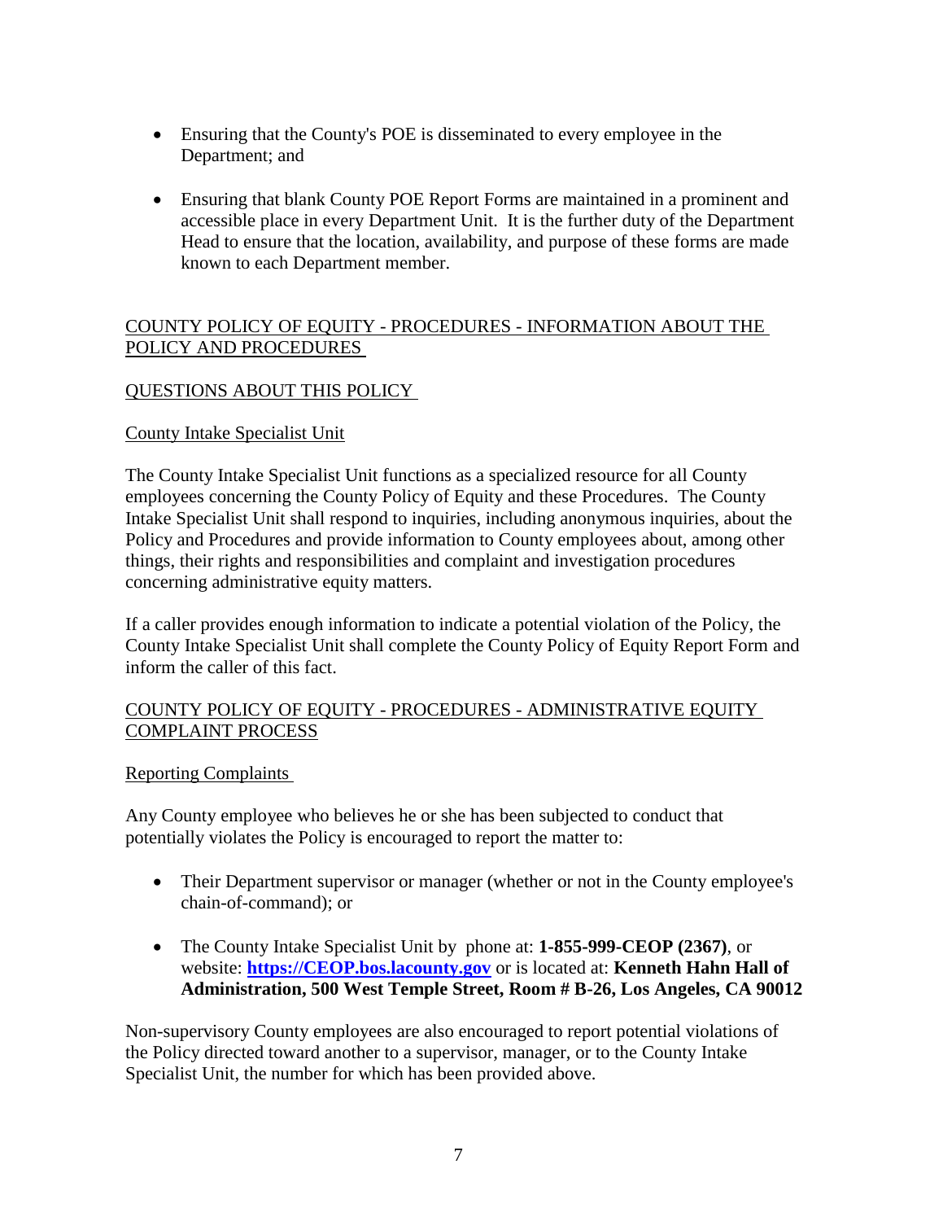- Ensuring that the County's POE is disseminated to every employee in the Department; and

- Ensuring that blank County POE Report Forms are maintained in a prominent and accessible place in every Department Unit. It is the further duty of the Department Head to ensure that the location, availability, and purpose of these forms are made known to each Department member.

COUNTY POLICY OF EQUITY - PROCEDURES - INFORMATION ABOUT THE POLICY AND PROCEDURES

QUESTIONS ABOUT THIS POLICY

County Intake Specialist Unit

The County Intake Specialist Unit functions as a specialized resource for all County employees concerning the County Policy of Equity and these Procedures. The County Intake Specialist Unit shall respond to inquiries, including anonymous inquiries, about the Policy and Procedures and provide information to County employees about, among other things, their rights and responsibilities and complaint and investigation procedures concerning administrative equity matters.

If a caller provides enough information to indicate a potential violation of the Policy, the County Intake Specialist Unit shall complete the County Policy of Equity Report Form and inform the caller of this fact.

COUNTY POLICY OF EQUITY - PROCEDURES - ADMINISTRATIVE EQUITY COMPLAINT PROCESS

Reporting Complaints

Any County employee who believes he or she has been subjected to conduct that potentially violates the Policy is encouraged to report the matter to:

- Their Department supervisor or manager (whether or not in the County employee's chain-of-command); or

- The County Intake Specialist Unit by phone at: **1-855-999-CEOP (2367)**, or website: **https://CEOP.bos.lacounty.gov** or is located at: **Kenneth Hahn Hall of Administration, 500 West Temple Street, Room # B-26, Los Angeles, CA 90012**

Non-supervisory County employees are also encouraged to report potential violations of the Policy directed toward another to a supervisor, manager, or to the County Intake Specialist Unit, the number for which has been provided above.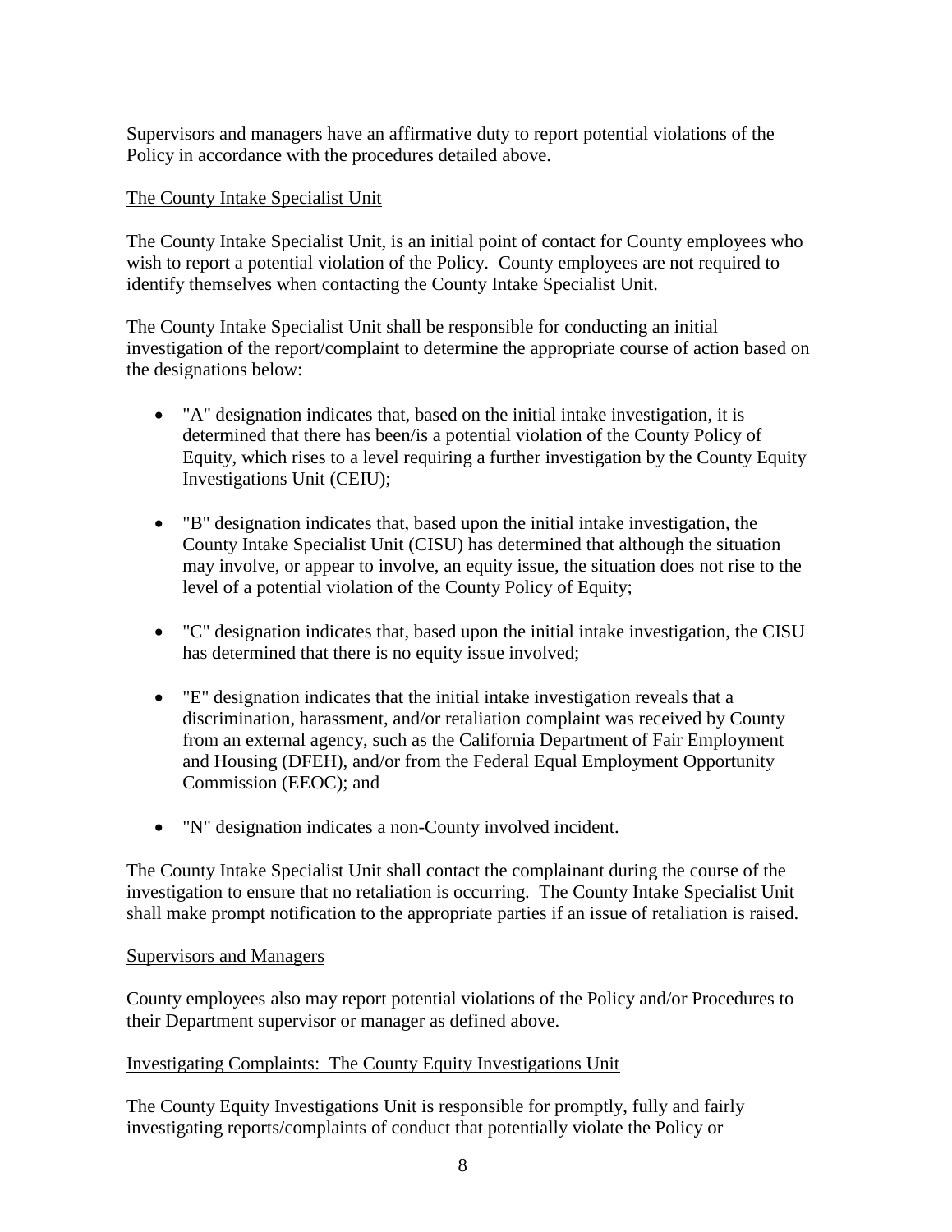Supervisors and managers have an affirmative duty to report potential violations of the Policy in accordance with the procedures detailed above.

The County Intake Specialist Unit

The County Intake Specialist Unit, is an initial point of contact for County employees who wish to report a potential violation of the Policy. County employees are not required to identify themselves when contacting the County Intake Specialist Unit.

The County Intake Specialist Unit shall be responsible for conducting an initial investigation of the report/complaint to determine the appropriate course of action based on the designations below:

- "A" designation indicates that, based on the initial intake investigation, it is determined that there has been/is a potential violation of the County Policy of Equity, which rises to a level requiring a further investigation by the County Equity Investigations Unit (CEIU);

- "B" designation indicates that, based upon the initial intake investigation, the County Intake Specialist Unit (CISU) has determined that although the situation may involve, or appear to involve, an equity issue, the situation does not rise to the level of a potential violation of the County Policy of Equity;

- "C" designation indicates that, based upon the initial intake investigation, the CISU has determined that there is no equity issue involved;

- "E" designation indicates that the initial intake investigation reveals that a discrimination, harassment, and/or retaliation complaint was received by County from an external agency, such as the California Department of Fair Employment and Housing (DFEH), and/or from the Federal Equal Employment Opportunity Commission (EEOC); and

- "N" designation indicates a non-County involved incident.

The County Intake Specialist Unit shall contact the complainant during the course of the investigation to ensure that no retaliation is occurring. The County Intake Specialist Unit shall make prompt notification to the appropriate parties if an issue of retaliation is raised.

Supervisors and Managers

County employees also may report potential violations of the Policy and/or Procedures to their Department supervisor or manager as defined above.

Investigating Complaints: The County Equity Investigations Unit

The County Equity Investigations Unit is responsible for promptly, fully and fairly investigating reports/complaints of conduct that potentially violate the Policy or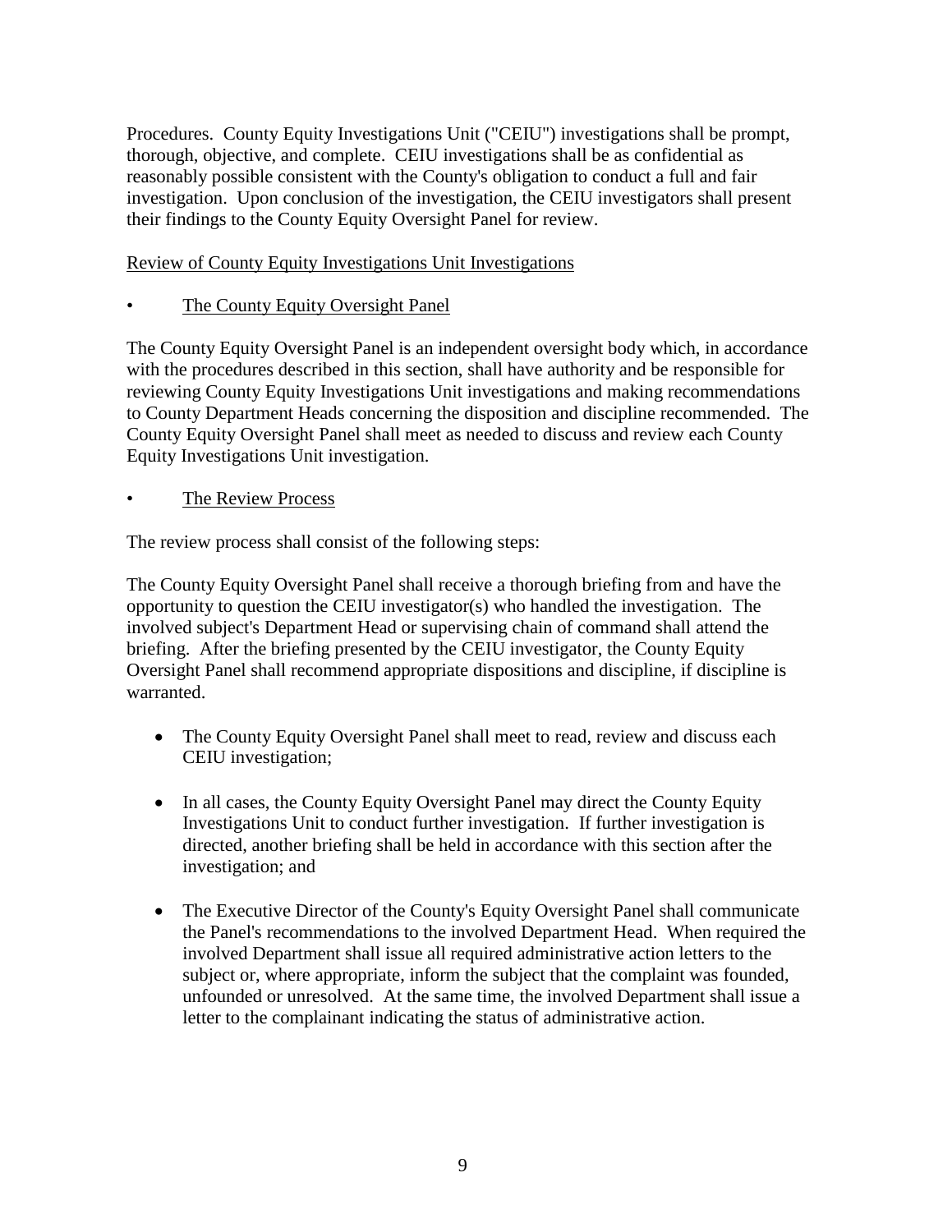Procedures. County Equity Investigations Unit ("CEIU") investigations shall be prompt, thorough, objective, and complete. CEIU investigations shall be as confidential as reasonably possible consistent with the County's obligation to conduct a full and fair investigation. Upon conclusion of the investigation, the CEIU investigators shall present their findings to the County Equity Oversight Panel for review.

<u>Review of County Equity Investigations Unit Investigations</u>

• <u>The County Equity Oversight Panel</u>

The County Equity Oversight Panel is an independent oversight body which, in accordance with the procedures described in this section, shall have authority and be responsible for reviewing County Equity Investigations Unit investigations and making recommendations to County Department Heads concerning the disposition and discipline recommended. The County Equity Oversight Panel shall meet as needed to discuss and review each County Equity Investigations Unit investigation.

• <u>The Review Process</u>

The review process shall consist of the following steps:

The County Equity Oversight Panel shall receive a thorough briefing from and have the opportunity to question the CEIU investigator(s) who handled the investigation. The involved subject's Department Head or supervising chain of command shall attend the briefing. After the briefing presented by the CEIU investigator, the County Equity Oversight Panel shall recommend appropriate dispositions and discipline, if discipline is warranted.

- The County Equity Oversight Panel shall meet to read, review and discuss each CEIU investigation;
- In all cases, the County Equity Oversight Panel may direct the County Equity Investigations Unit to conduct further investigation. If further investigation is directed, another briefing shall be held in accordance with this section after the investigation; and
- The Executive Director of the County's Equity Oversight Panel shall communicate the Panel's recommendations to the involved Department Head. When required the involved Department shall issue all required administrative action letters to the subject or, where appropriate, inform the subject that the complaint was founded, unfounded or unresolved. At the same time, the involved Department shall issue a letter to the complainant indicating the status of administrative action.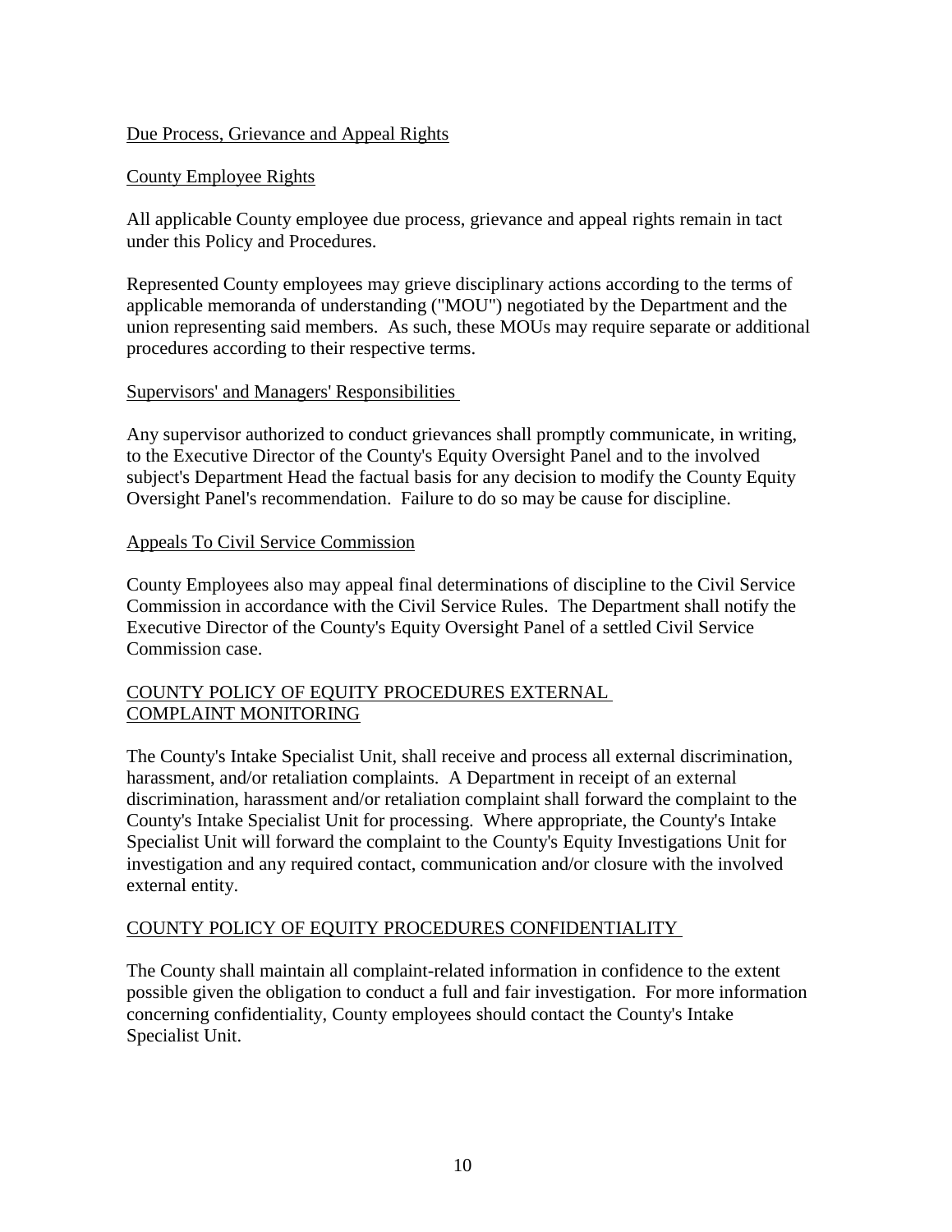## Due Process, Grievance and Appeal Rights

### County Employee Rights

All applicable County employee due process, grievance and appeal rights remain in tact under this Policy and Procedures.

Represented County employees may grieve disciplinary actions according to the terms of applicable memoranda of understanding ("MOU") negotiated by the Department and the union representing said members. As such, these MOUs may require separate or additional procedures according to their respective terms.

### Supervisors' and Managers' Responsibilities

Any supervisor authorized to conduct grievances shall promptly communicate, in writing, to the Executive Director of the County's Equity Oversight Panel and to the involved subject's Department Head the factual basis for any decision to modify the County Equity Oversight Panel's recommendation. Failure to do so may be cause for discipline.

### Appeals To Civil Service Commission

County Employees also may appeal final determinations of discipline to the Civil Service Commission in accordance with the Civil Service Rules. The Department shall notify the Executive Director of the County's Equity Oversight Panel of a settled Civil Service Commission case.

## COUNTY POLICY OF EQUITY PROCEDURES EXTERNAL COMPLAINT MONITORING

The County's Intake Specialist Unit, shall receive and process all external discrimination, harassment, and/or retaliation complaints. A Department in receipt of an external discrimination, harassment and/or retaliation complaint shall forward the complaint to the County's Intake Specialist Unit for processing. Where appropriate, the County's Intake Specialist Unit will forward the complaint to the County's Equity Investigations Unit for investigation and any required contact, communication and/or closure with the involved external entity.

## COUNTY POLICY OF EQUITY PROCEDURES CONFIDENTIALITY

The County shall maintain all complaint-related information in confidence to the extent possible given the obligation to conduct a full and fair investigation. For more information concerning confidentiality, County employees should contact the County's Intake Specialist Unit.